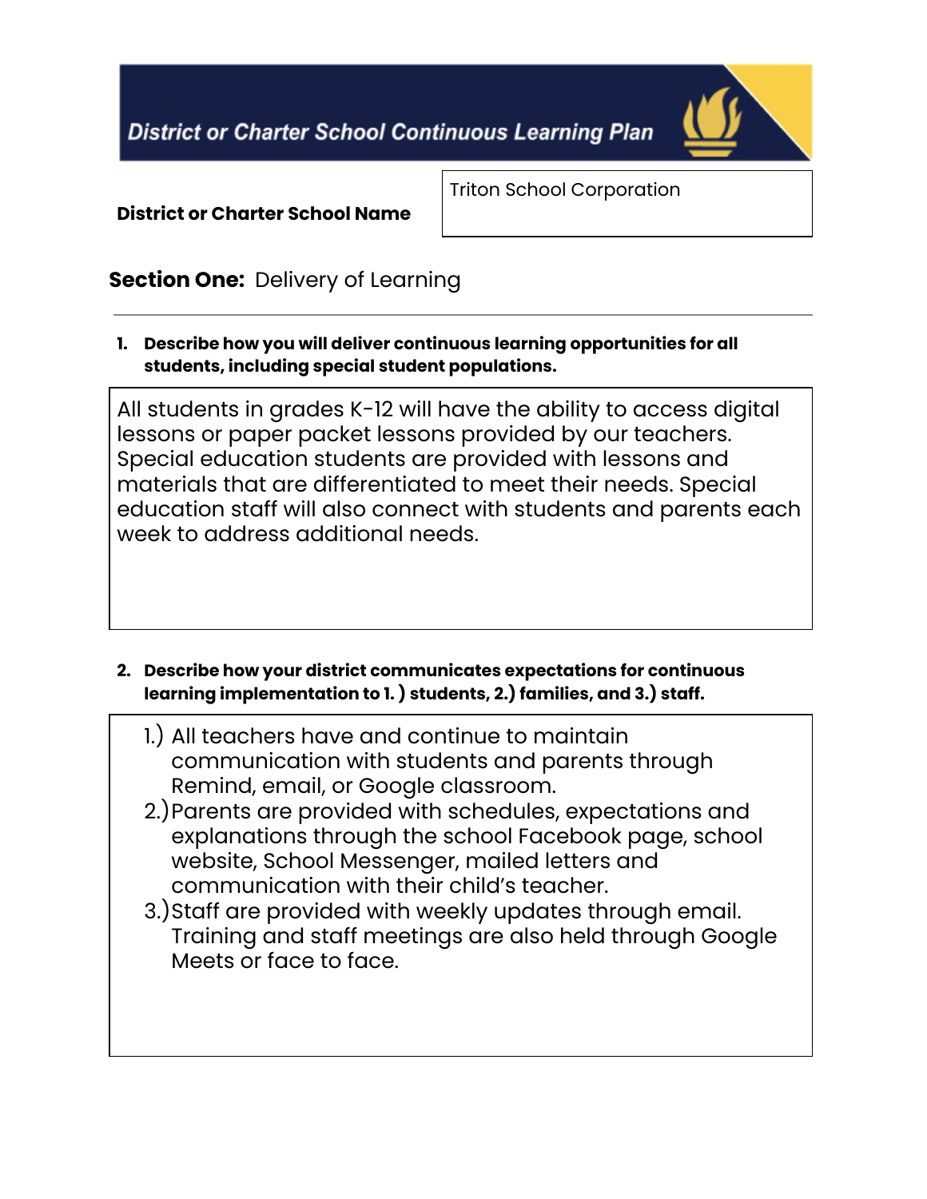# District or Charter School Continuous Learning Plan

| **District or Charter School Name** | Triton School Corporation |
|---|---|

## **Section One:** Delivery of Learning

1. **Describe how you will deliver continuous learning opportunities for all students, including special student populations.**

All students in grades K-12 will have the ability to access digital lessons or paper packet lessons provided by our teachers. Special education students are provided with lessons and materials that are differentiated to meet their needs. Special education staff will also connect with students and parents each week to address additional needs.

2. **Describe how your district communicates expectations for continuous learning implementation to 1. ) students, 2.) families, and 3.) staff.**

1.) All teachers have and continue to maintain communication with students and parents through Remind, email, or Google classroom.

2.) Parents are provided with schedules, expectations and explanations through the school Facebook page, school website, School Messenger, mailed letters and communication with their child's teacher.

3.) Staff are provided with weekly updates through email. Training and staff meetings are also held through Google Meets or face to face.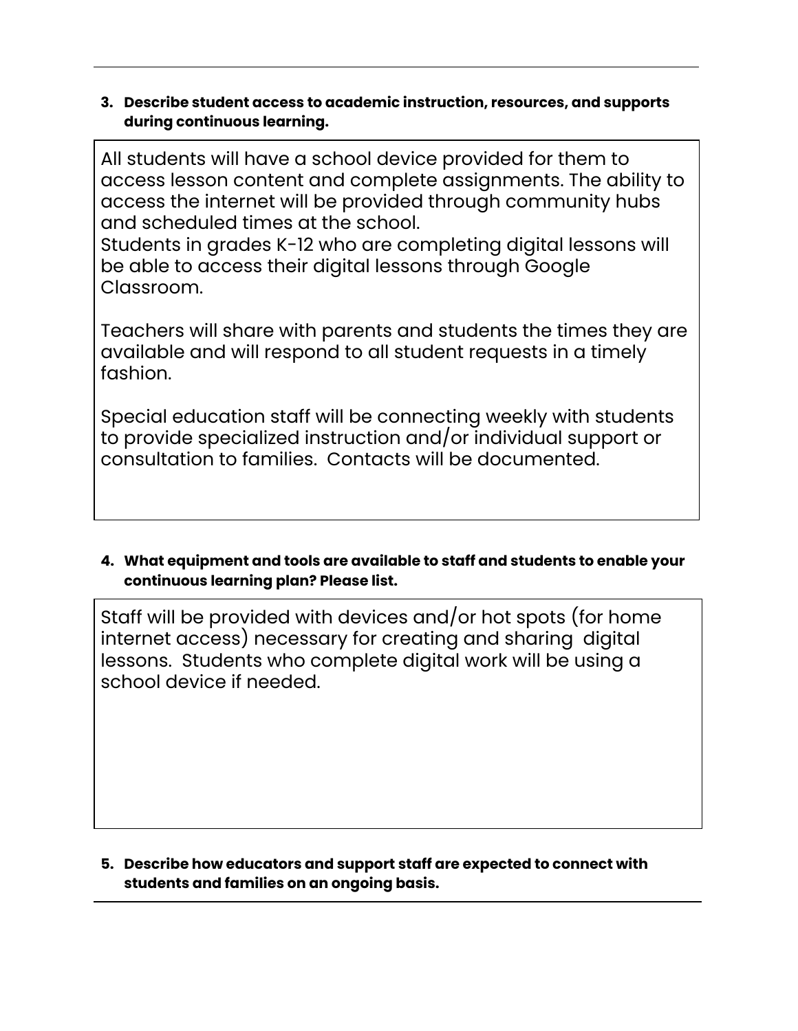**3. Describe student access to academic instruction, resources, and supports during continuous learning.**

All students will have a school device provided for them to access lesson content and complete assignments. The ability to access the internet will be provided through community hubs and scheduled times at the school.
Students in grades K-12 who are completing digital lessons will be able to access their digital lessons through Google Classroom.

Teachers will share with parents and students the times they are available and will respond to all student requests in a timely fashion.

Special education staff will be connecting weekly with students to provide specialized instruction and/or individual support or consultation to families. Contacts will be documented.

**4. What equipment and tools are available to staff and students to enable your continuous learning plan? Please list.**

Staff will be provided with devices and/or hot spots (for home internet access) necessary for creating and sharing digital lessons. Students who complete digital work will be using a school device if needed.

**5. Describe how educators and support staff are expected to connect with students and families on an ongoing basis.**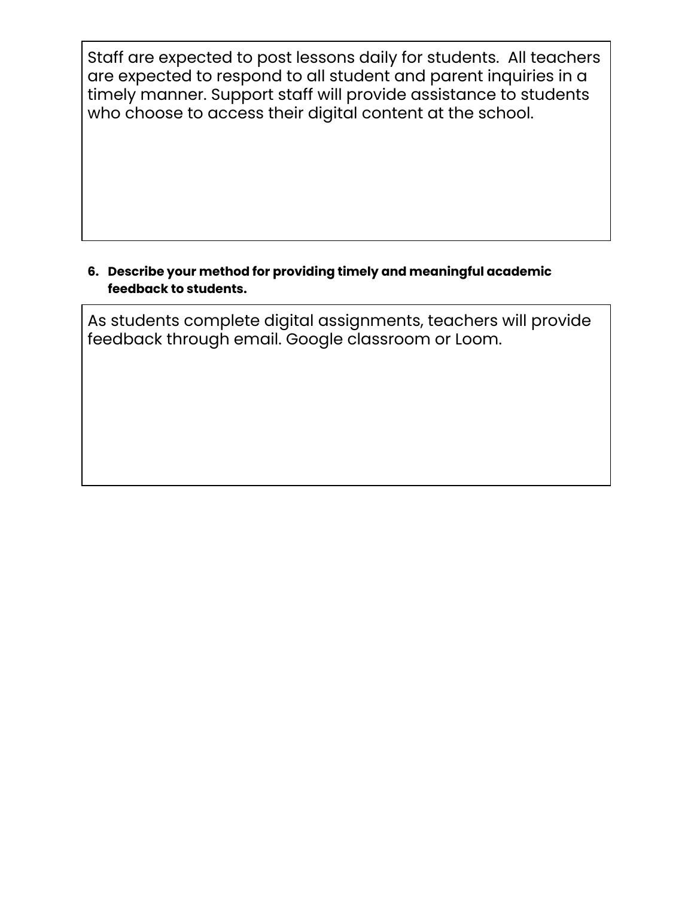Staff are expected to post lessons daily for students. All teachers are expected to respond to all student and parent inquiries in a timely manner. Support staff will provide assistance to students who choose to access their digital content at the school.

6. **Describe your method for providing timely and meaningful academic feedback to students.**

As students complete digital assignments, teachers will provide feedback through email. Google classroom or Loom.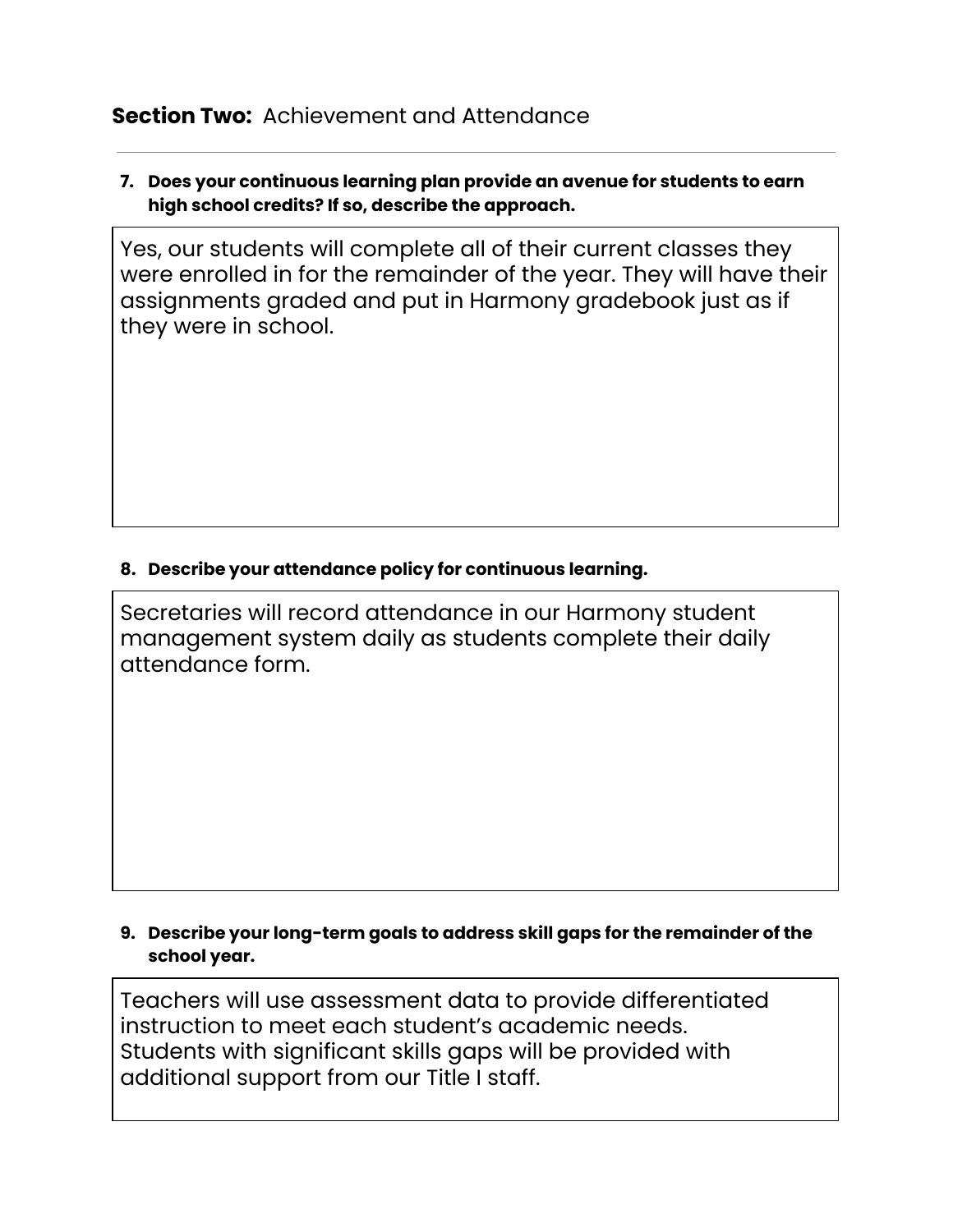## **Section Two:** Achievement and Attendance

---

**7. Does your continuous learning plan provide an avenue for students to earn high school credits? If so, describe the approach.**

Yes, our students will complete all of their current classes they were enrolled in for the remainder of the year. They will have their assignments graded and put in Harmony gradebook just as if they were in school.

**8. Describe your attendance policy for continuous learning.**

Secretaries will record attendance in our Harmony student management system daily as students complete their daily attendance form.

**9. Describe your long-term goals to address skill gaps for the remainder of the school year.**

Teachers will use assessment data to provide differentiated instruction to meet each student's academic needs. Students with significant skills gaps will be provided with additional support from our Title I staff.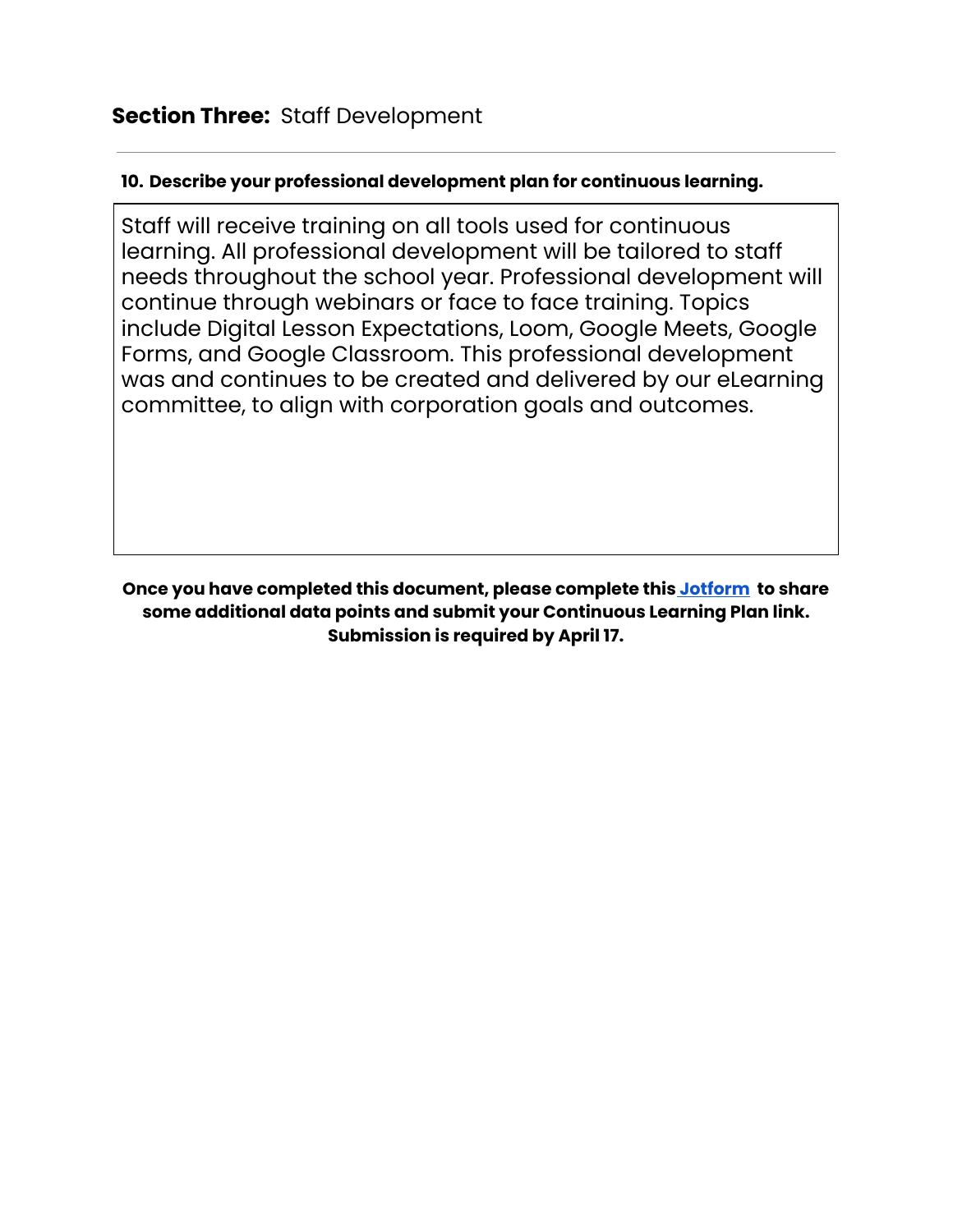## **Section Three:** Staff Development

**10. Describe your professional development plan for continuous learning.**

Staff will receive training on all tools used for continuous learning. All professional development will be tailored to staff needs throughout the school year. Professional development will continue through webinars or face to face training. Topics include Digital Lesson Expectations, Loom, Google Meets, Google Forms, and Google Classroom. This professional development was and continues to be created and delivered by our eLearning committee, to align with corporation goals and outcomes.

**Once you have completed this document, please complete this Jotform to share some additional data points and submit your Continuous Learning Plan link. Submission is required by April 17.**